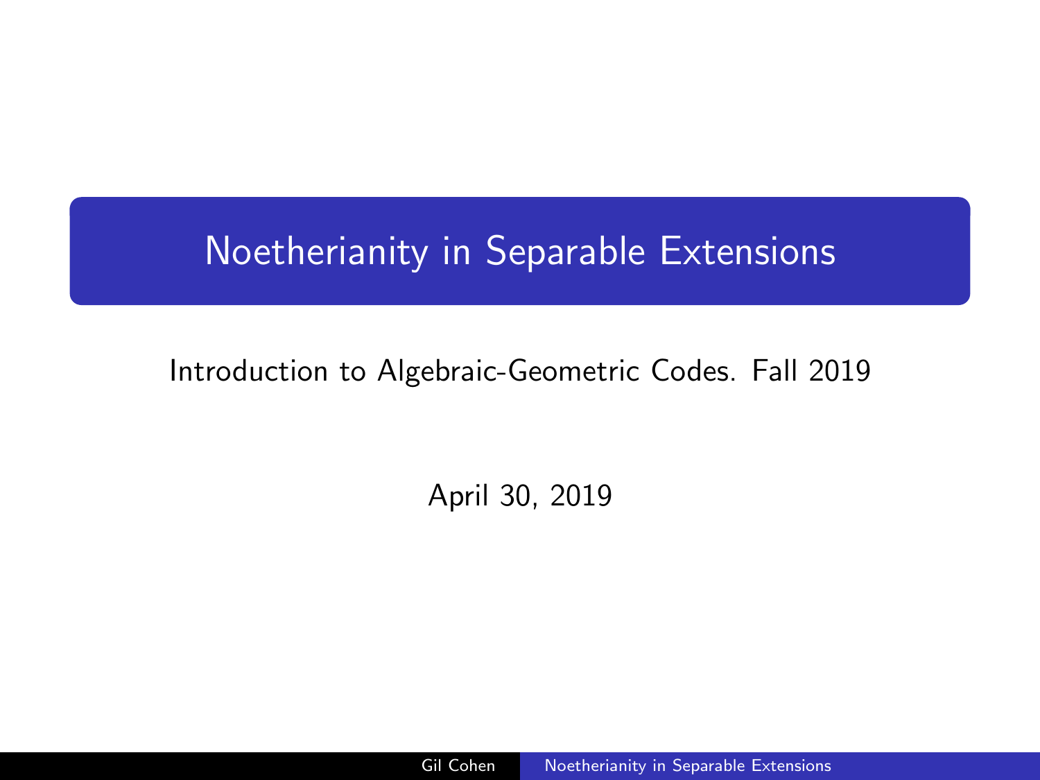# Noetherianity in Separable Extensions

Introduction to Algebraic-Geometric Codes. Fall 2019

April 30, 2019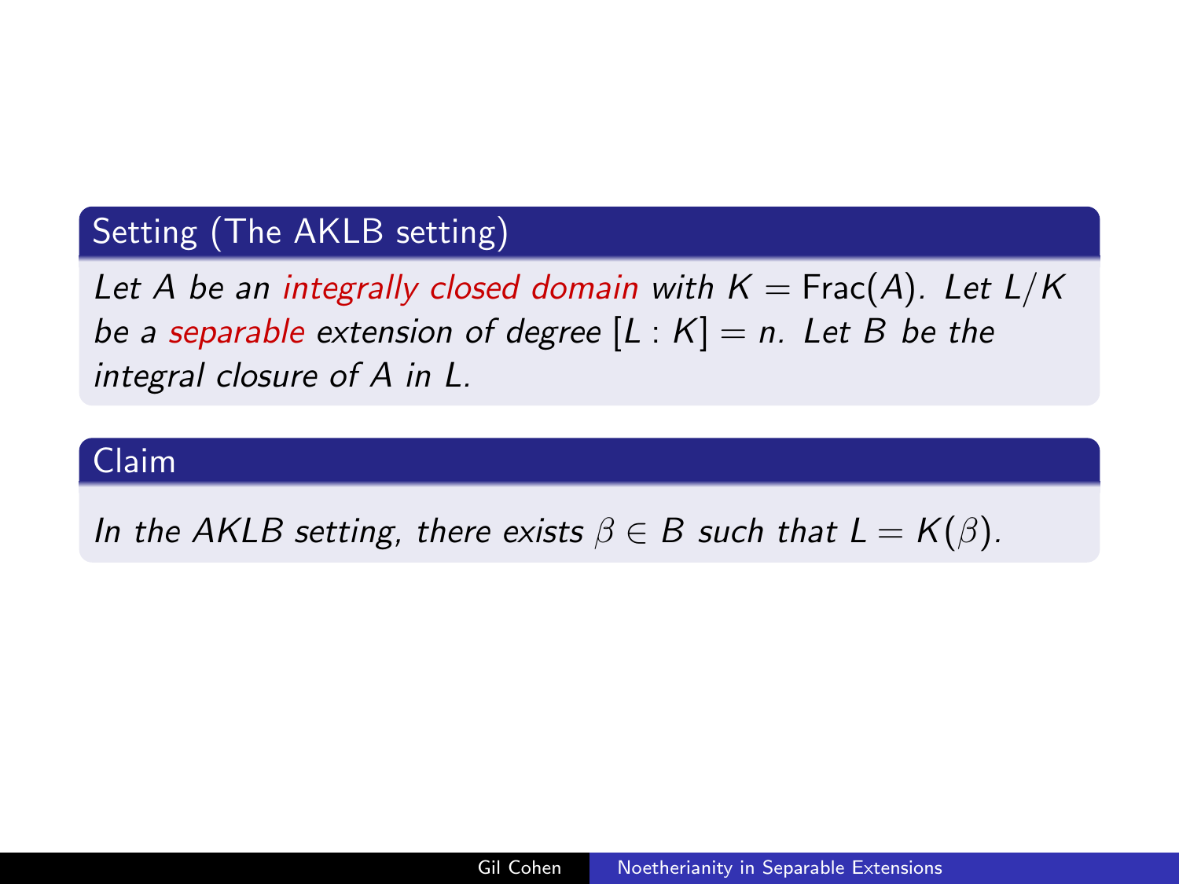### Setting (The AKLB setting)

*Let $A$ be an integrally closed domain with $K = \mathrm{Frac}(A)$. Let $L/K$ be a separable extension of degree $[L : K] = n$. Let $B$ be the integral closure of $A$ in $L$.*

### Claim

*In the AKLB setting, there exists $\beta \in B$ such that $L = K(\beta)$.*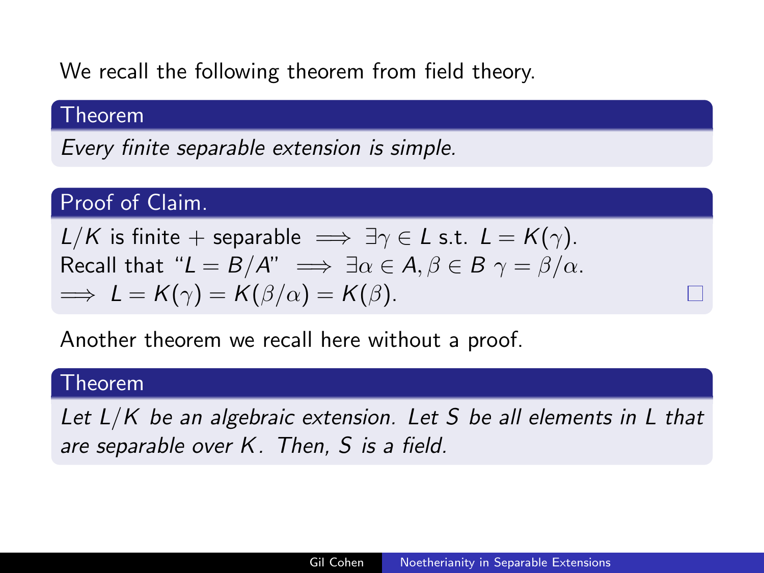We recall the following theorem from field theory.

**Theorem**

*Every finite separable extension is simple.*

**Proof of Claim.**

$L/K$ is finite + separable $\implies \exists \gamma \in L$ s.t. $L = K(\gamma)$.
Recall that "$L = B/A$" $\implies \exists \alpha \in A, \beta \in B$ $\gamma = \beta/\alpha$.
$\implies L = K(\gamma) = K(\beta/\alpha) = K(\beta)$. □

Another theorem we recall here without a proof.

**Theorem**

*Let $L/K$ be an algebraic extension. Let $S$ be all elements in $L$ that are separable over $K$. Then, $S$ is a field.*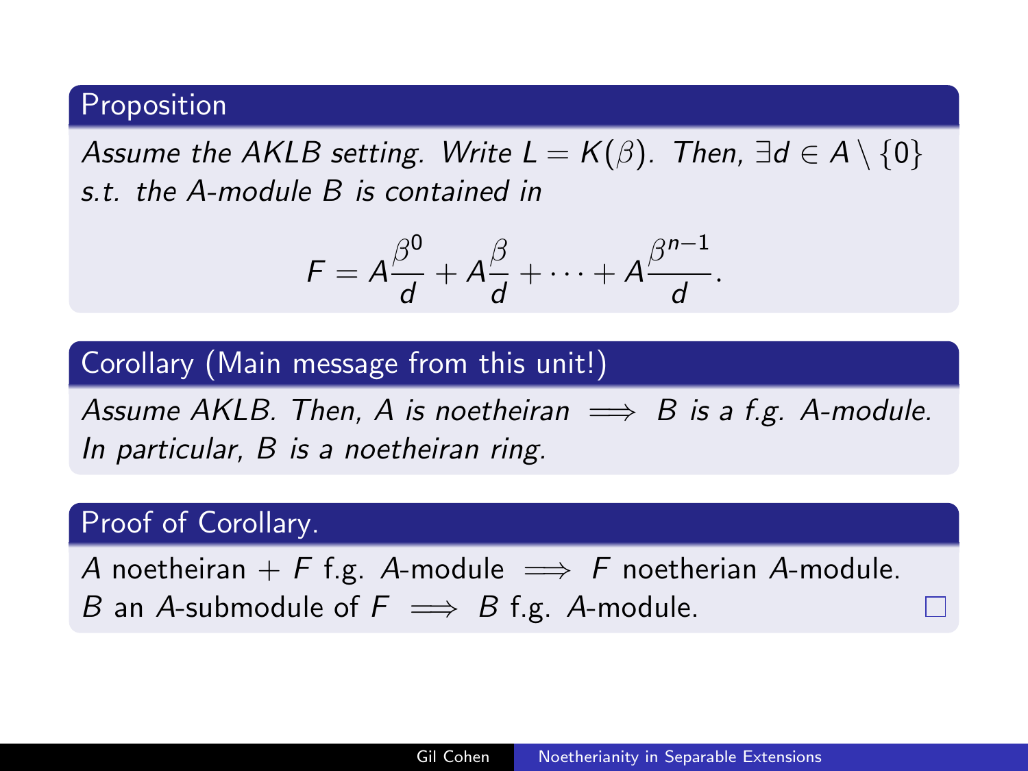### Proposition

*Assume the AKLB setting. Write $L = K(\beta)$. Then, $\exists d \in A \setminus \{0\}$ s.t. the $A$-module $B$ is contained in*

$$F = A\frac{\beta^0}{d} + A\frac{\beta}{d} + \cdots + A\frac{\beta^{n-1}}{d}.$$

### Corollary (Main message from this unit!)

*Assume AKLB. Then, $A$ is noetheiran $\implies$ $B$ is a f.g. $A$-module. In particular, $B$ is a noetheiran ring.*

### Proof of Corollary.

$A$ noetheiran + $F$ f.g. $A$-module $\implies$ $F$ noetherian $A$-module.
$B$ an $A$-submodule of $F$ $\implies$ $B$ f.g. $A$-module. □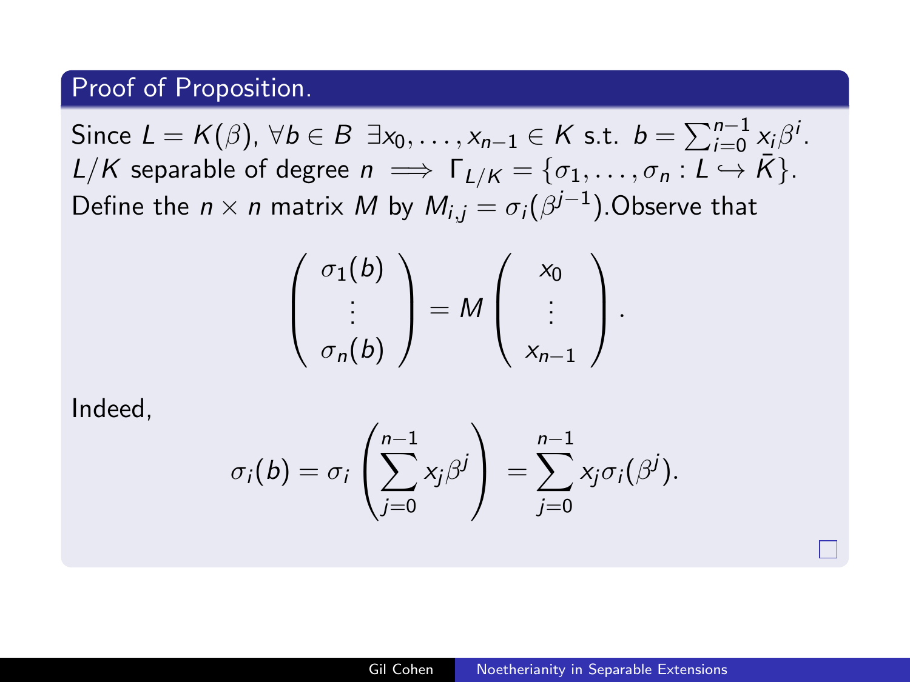## Proof of Proposition.

Since $L = K(\beta)$, $\forall b \in B \ \exists x_0, \ldots, x_{n-1} \in K$ s.t. $b = \sum_{i=0}^{n-1} x_i \beta^i$.
$L/K$ separable of degree $n \implies \Gamma_{L/K} = \{\sigma_1, \ldots, \sigma_n : L \hookrightarrow \bar{K}\}$.
Define the $n \times n$ matrix $M$ by $M_{i,j} = \sigma_i(\beta^{j-1})$.Observe that

$$\begin{pmatrix} \sigma_1(b) \\ \vdots \\ \sigma_n(b) \end{pmatrix} = M \begin{pmatrix} x_0 \\ \vdots \\ x_{n-1} \end{pmatrix}.$$

Indeed,

$$\sigma_i(b) = \sigma_i\left(\sum_{j=0}^{n-1} x_j \beta^j\right) = \sum_{j=0}^{n-1} x_j \sigma_i(\beta^j).$$

□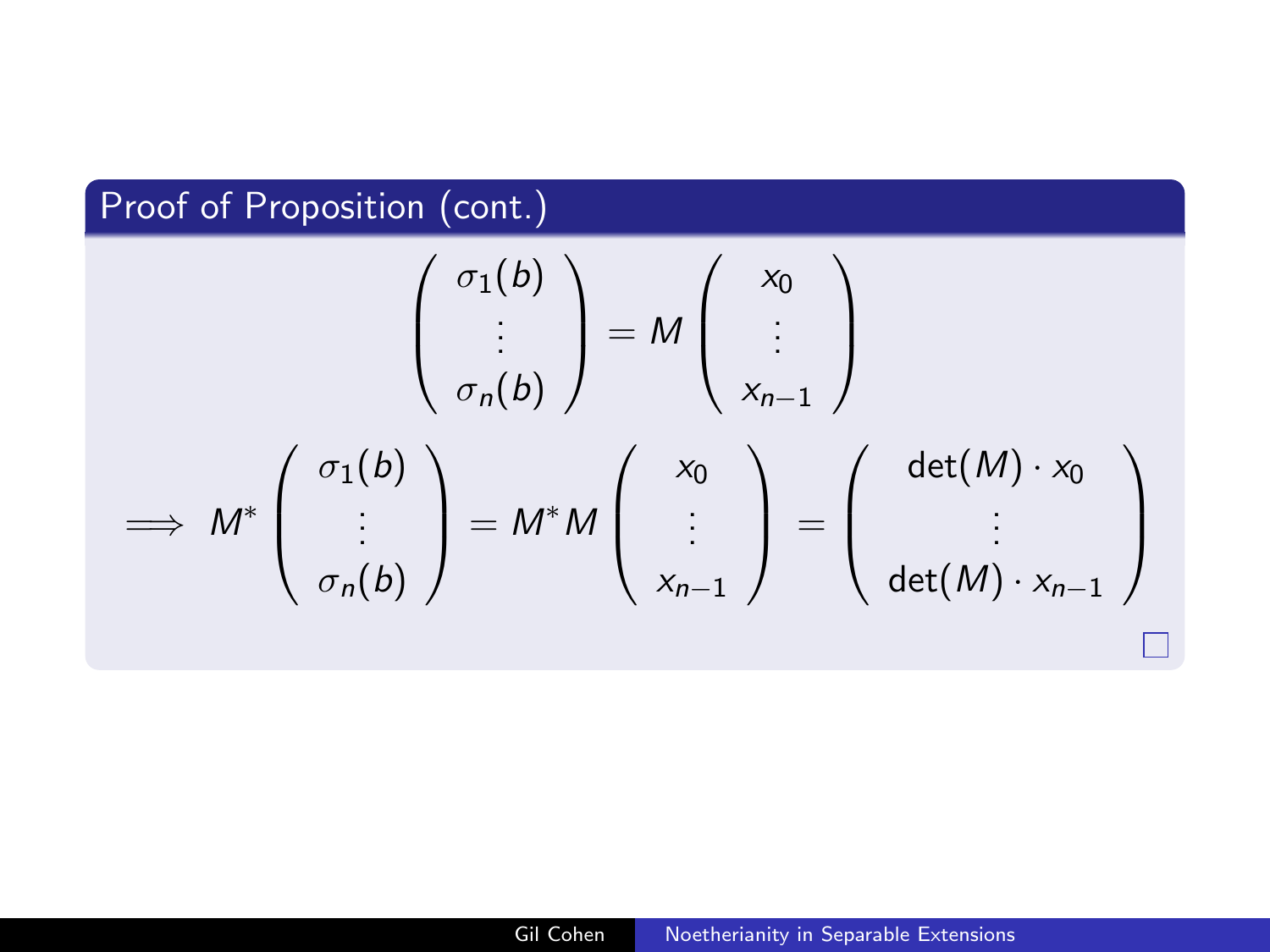### Proof of Proposition (cont.)

$$
\begin{pmatrix} \sigma_1(b) \\ \vdots \\ \sigma_n(b) \end{pmatrix} = M \begin{pmatrix} x_0 \\ \vdots \\ x_{n-1} \end{pmatrix}
$$

$$
\implies M^* \begin{pmatrix} \sigma_1(b) \\ \vdots \\ \sigma_n(b) \end{pmatrix} = M^* M \begin{pmatrix} x_0 \\ \vdots \\ x_{n-1} \end{pmatrix} = \begin{pmatrix} \det(M) \cdot x_0 \\ \vdots \\ \det(M) \cdot x_{n-1} \end{pmatrix}
$$

□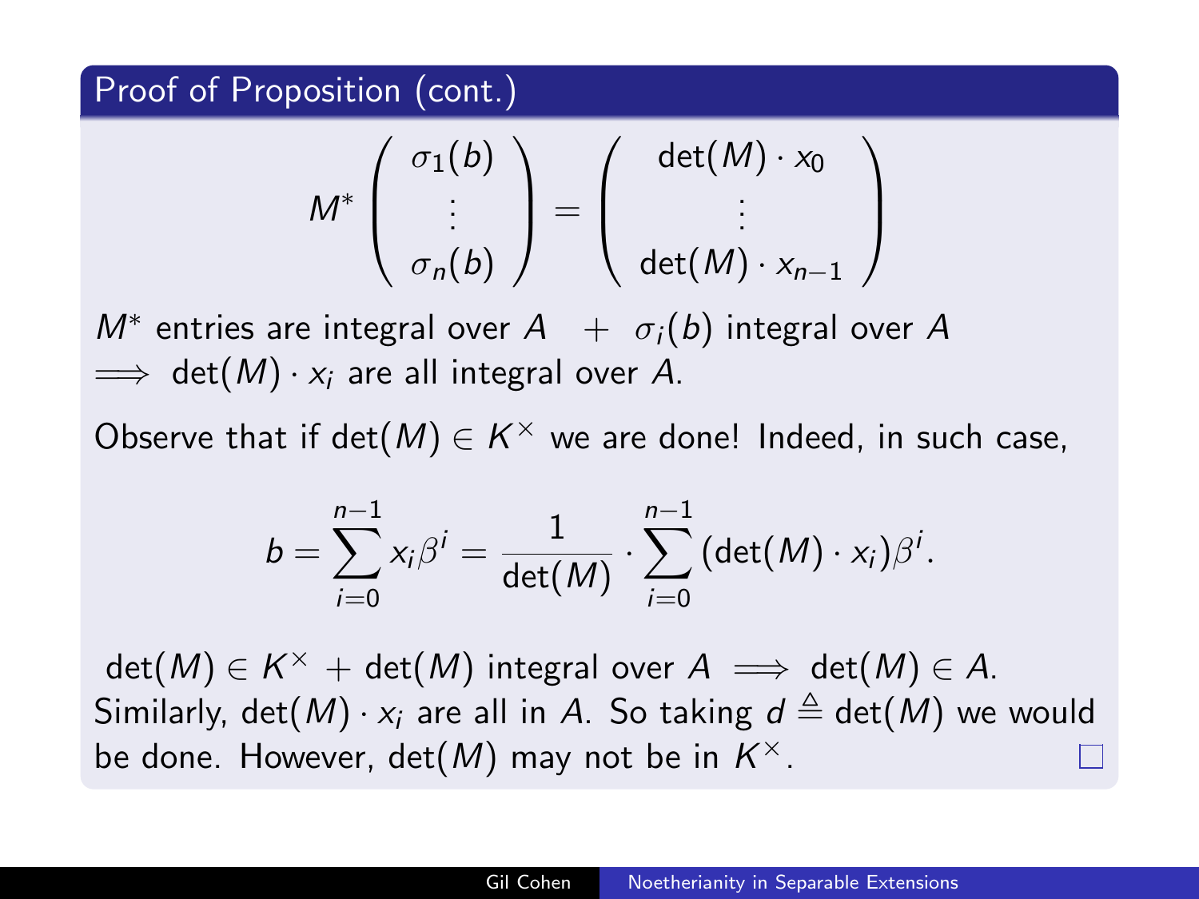## Proof of Proposition (cont.)

$$M^* \begin{pmatrix} \sigma_1(b) \\ \vdots \\ \sigma_n(b) \end{pmatrix} = \begin{pmatrix} \det(M) \cdot x_0 \\ \vdots \\ \det(M) \cdot x_{n-1} \end{pmatrix}$$

$M^*$ entries are integral over $A$ $+$ $\sigma_i(b)$ integral over $A$
$\implies$ $\det(M) \cdot x_i$ are all integral over $A$.

Observe that if $\det(M) \in K^\times$ we are done! Indeed, in such case,

$$b = \sum_{i=0}^{n-1} x_i \beta^i = \frac{1}{\det(M)} \cdot \sum_{i=0}^{n-1} (\det(M) \cdot x_i)\beta^i.$$

$\det(M) \in K^\times$ + $\det(M)$ integral over $A$ $\implies$ $\det(M) \in A$.
Similarly, $\det(M) \cdot x_i$ are all in $A$. So taking $d \triangleq \det(M)$ we would be done. However, $\det(M)$ may not be in $K^\times$. □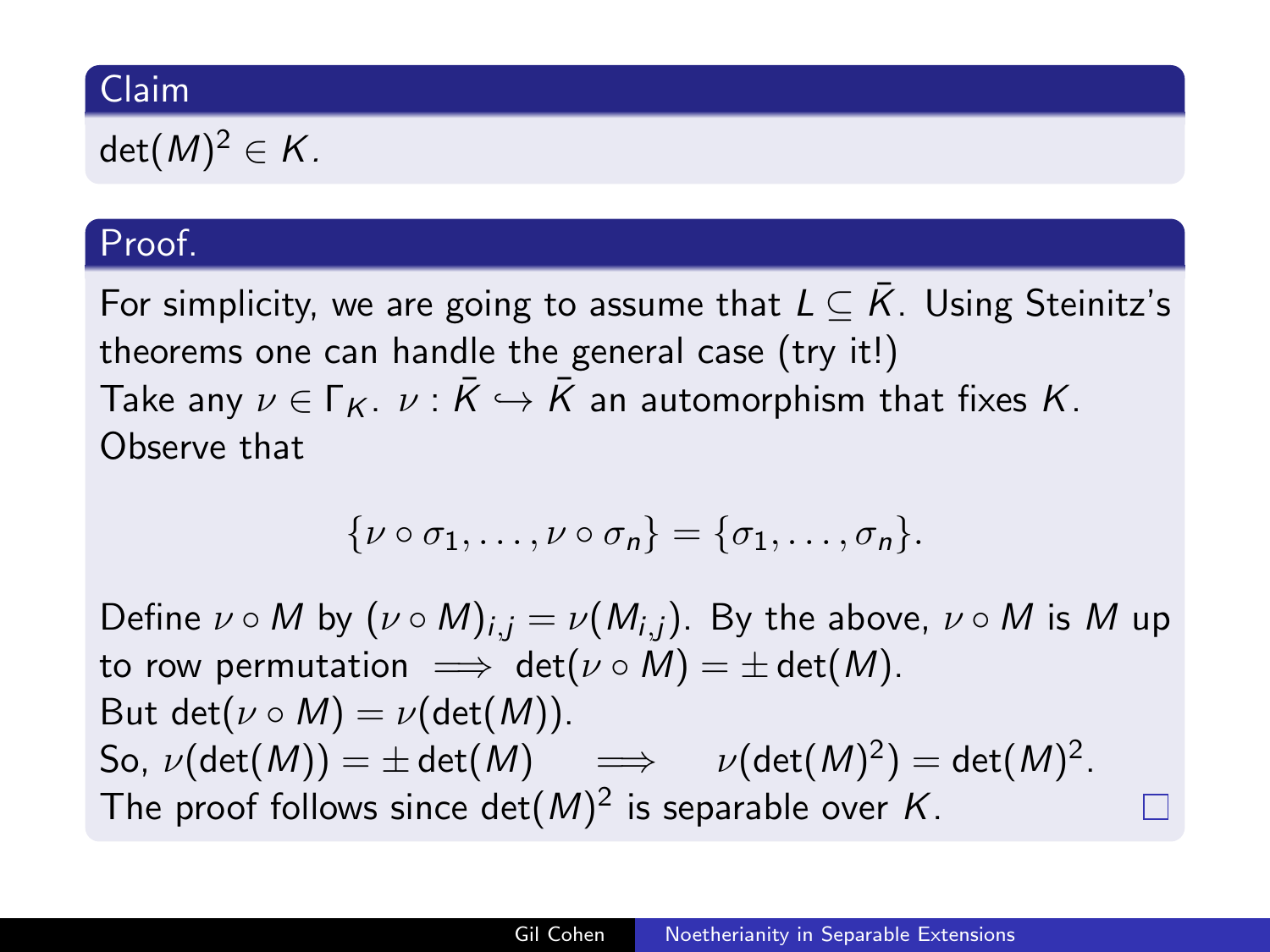### Claim

$\det(M)^2 \in K$.

### Proof.

For simplicity, we are going to assume that $L \subseteq \bar{K}$. Using Steinitz's theorems one can handle the general case (try it!)

Take any $\nu \in \Gamma_K$. $\nu : \bar{K} \hookrightarrow \bar{K}$ an automorphism that fixes $K$. Observe that

$$\{\nu \circ \sigma_1, \ldots, \nu \circ \sigma_n\} = \{\sigma_1, \ldots, \sigma_n\}.$$

Define $\nu \circ M$ by $(\nu \circ M)_{i,j} = \nu(M_{i,j})$. By the above, $\nu \circ M$ is $M$ up to row permutation $\implies \det(\nu \circ M) = \pm \det(M)$.

But $\det(\nu \circ M) = \nu(\det(M))$.

So, $\nu(\det(M)) = \pm \det(M) \implies \nu(\det(M)^2) = \det(M)^2$.

The proof follows since $\det(M)^2$ is separable over $K$. □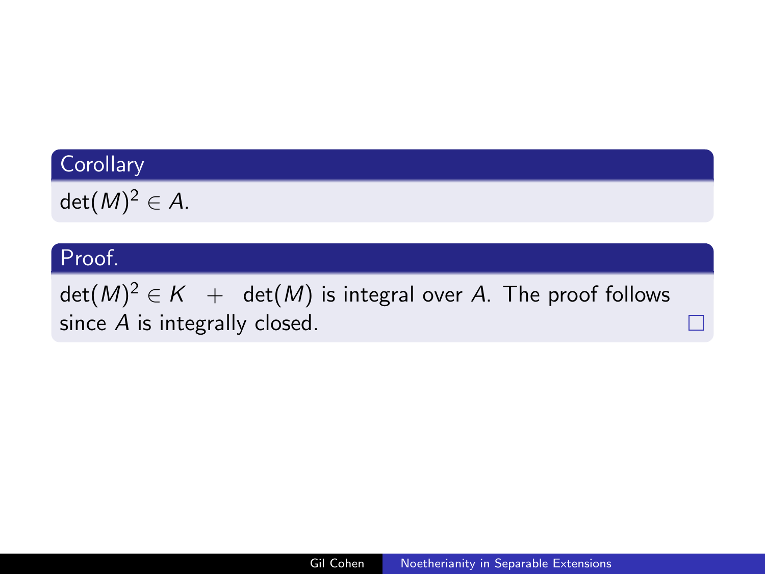**Corollary**

$\det(M)^2 \in A$.

**Proof.**

$\det(M)^2 \in K \quad + \quad \det(M)$ is integral over $A$. The proof follows since $A$ is integrally closed. □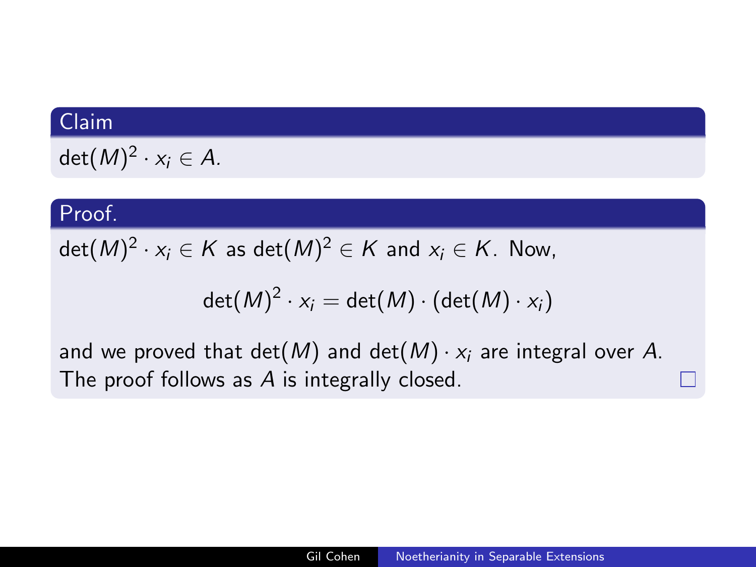**Claim**

$\det(M)^2 \cdot x_i \in A$.

**Proof.**

$\det(M)^2 \cdot x_i \in K$ as $\det(M)^2 \in K$ and $x_i \in K$. Now,

$$\det(M)^2 \cdot x_i = \det(M) \cdot (\det(M) \cdot x_i)$$

and we proved that $\det(M)$ and $\det(M) \cdot x_i$ are integral over $A$. The proof follows as $A$ is integrally closed. □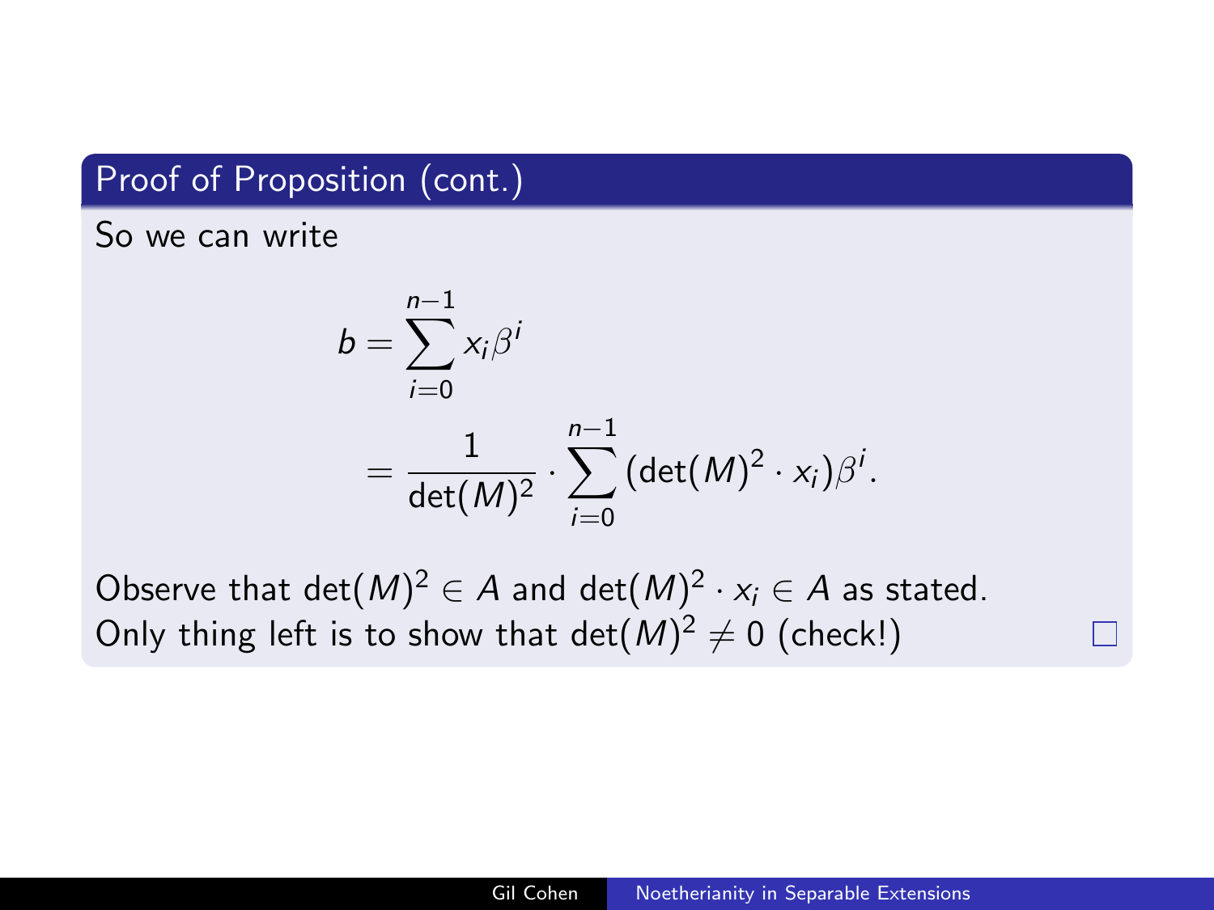### Proof of Proposition (cont.)

So we can write

$$
\begin{aligned}
b &= \sum_{i=0}^{n-1} x_i \beta^i \\
&= \frac{1}{\det(M)^2} \cdot \sum_{i=0}^{n-1} (\det(M)^2 \cdot x_i)\beta^i.
\end{aligned}
$$

Observe that $\det(M)^2 \in A$ and $\det(M)^2 \cdot x_i \in A$ as stated.
Only thing left is to show that $\det(M)^2 \neq 0$ (check!) □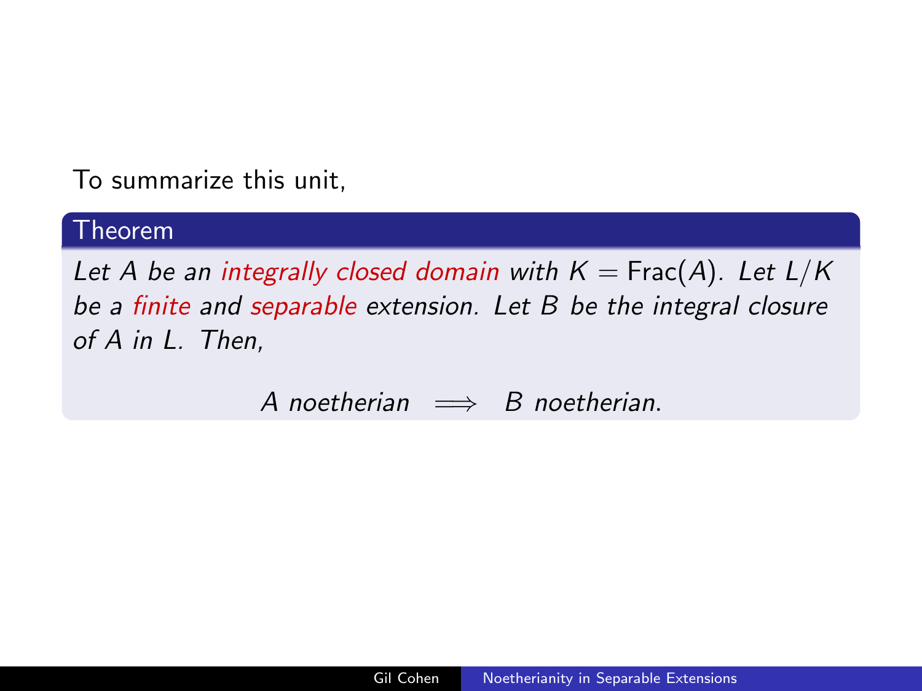To summarize this unit,

**Theorem**

*Let $A$ be an integrally closed domain with $K = \text{Frac}(A)$. Let $L/K$ be a finite and separable extension. Let $B$ be the integral closure of $A$ in $L$. Then,*

$$A \text{ noetherian} \implies B \text{ noetherian}.$$